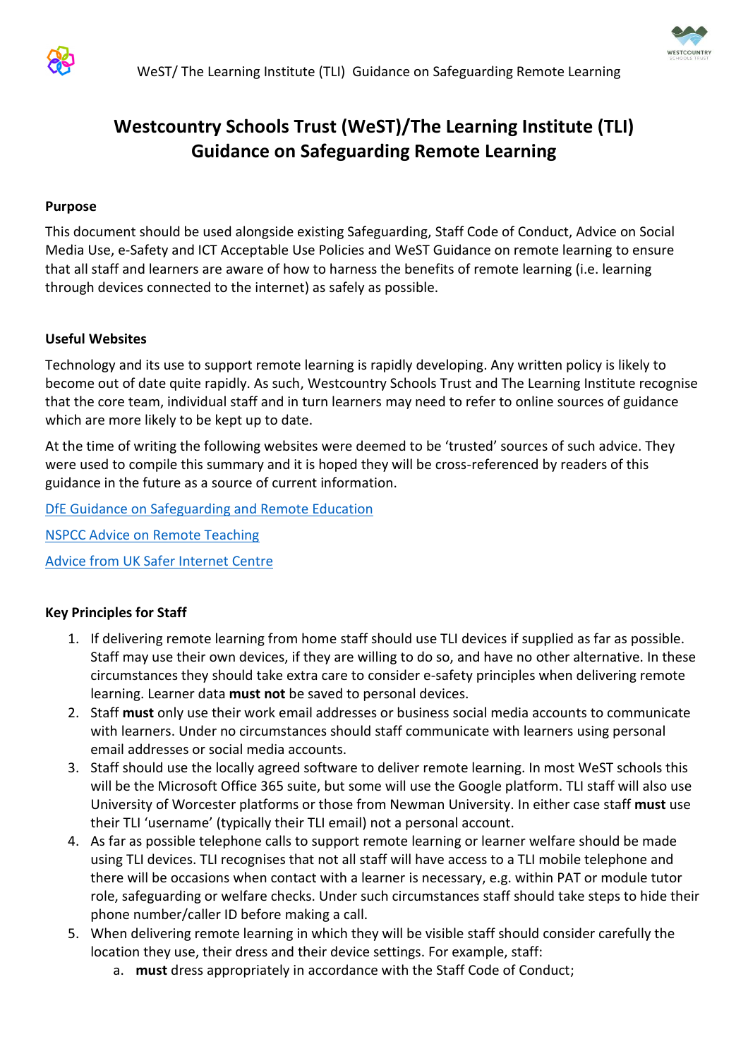# Westcountry Schools Trust (WeST)/The Learning Institute (TLI) Guidance on Safeguarding Remote Learning

**Purpose**

This document should be used alongside existing Safeguarding, Staff Code of Conduct, Advice on Social Media Use, e-Safety and ICT Acceptable Use Policies and WeST Guidance on remote learning to ensure that all staff and learners are aware of how to harness the benefits of remote learning (i.e. learning through devices connected to the internet) as safely as possible.

**Useful Websites**

Technology and its use to support remote learning is rapidly developing. Any written policy is likely to become out of date quite rapidly. As such, Westcountry Schools Trust and The Learning Institute recognise that the core team, individual staff and in turn learners may need to refer to online sources of guidance which are more likely to be kept up to date.

At the time of writing the following websites were deemed to be 'trusted' sources of such advice. They were used to compile this summary and it is hoped they will be cross-referenced by readers of this guidance in the future as a source of current information.

DfE Guidance on Safeguarding and Remote Education

NSPCC Advice on Remote Teaching

Advice from UK Safer Internet Centre

**Key Principles for Staff**

1. If delivering remote learning from home staff should use TLI devices if supplied as far as possible. Staff may use their own devices, if they are willing to do so, and have no other alternative. In these circumstances they should take extra care to consider e-safety principles when delivering remote learning. Learner data **must not** be saved to personal devices.
2. Staff **must** only use their work email addresses or business social media accounts to communicate with learners. Under no circumstances should staff communicate with learners using personal email addresses or social media accounts.
3. Staff should use the locally agreed software to deliver remote learning. In most WeST schools this will be the Microsoft Office 365 suite, but some will use the Google platform. TLI staff will also use University of Worcester platforms or those from Newman University. In either case staff **must** use their TLI 'username' (typically their TLI email) not a personal account.
4. As far as possible telephone calls to support remote learning or learner welfare should be made using TLI devices. TLI recognises that not all staff will have access to a TLI mobile telephone and there will be occasions when contact with a learner is necessary, e.g. within PAT or module tutor role, safeguarding or welfare checks. Under such circumstances staff should take steps to hide their phone number/caller ID before making a call.
5. When delivering remote learning in which they will be visible staff should consider carefully the location they use, their dress and their device settings. For example, staff:
   a. **must** dress appropriately in accordance with the Staff Code of Conduct;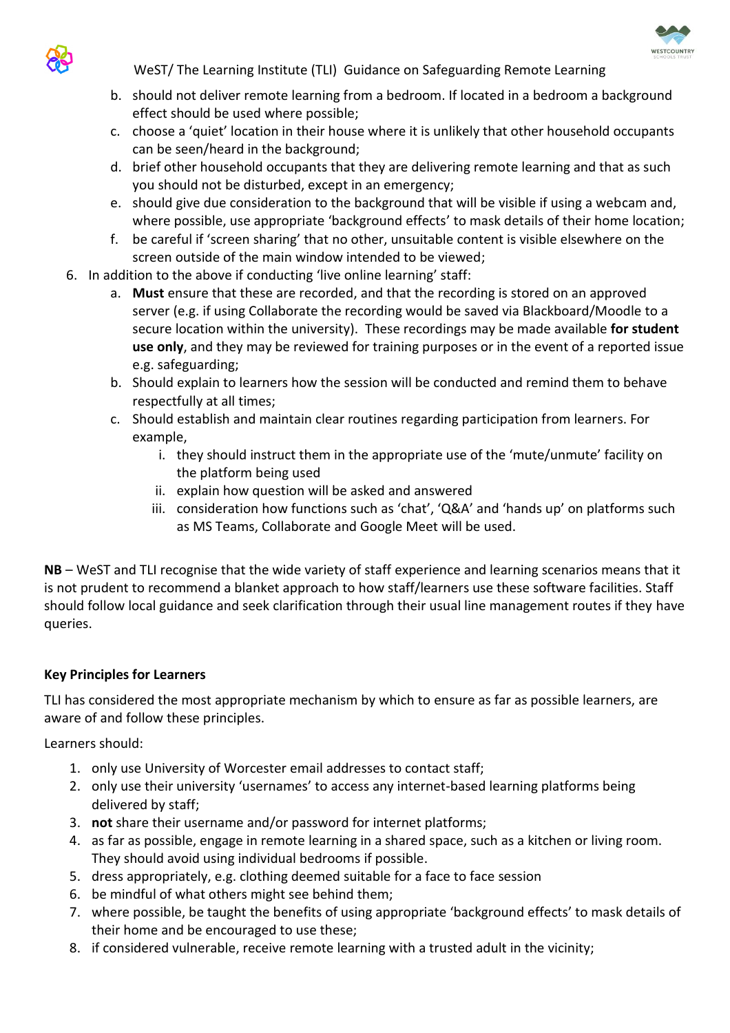b. should not deliver remote learning from a bedroom. If located in a bedroom a background effect should be used where possible;
   c. choose a 'quiet' location in their house where it is unlikely that other household occupants can be seen/heard in the background;
   d. brief other household occupants that they are delivering remote learning and that as such you should not be disturbed, except in an emergency;
   e. should give due consideration to the background that will be visible if using a webcam and, where possible, use appropriate 'background effects' to mask details of their home location;
   f. be careful if 'screen sharing' that no other, unsuitable content is visible elsewhere on the screen outside of the main window intended to be viewed;

6. In addition to the above if conducting 'live online learning' staff:
   a. **Must** ensure that these are recorded, and that the recording is stored on an approved server (e.g. if using Collaborate the recording would be saved via Blackboard/Moodle to a secure location within the university). These recordings may be made available **for student use only**, and they may be reviewed for training purposes or in the event of a reported issue e.g. safeguarding;
   b. Should explain to learners how the session will be conducted and remind them to behave respectfully at all times;
   c. Should establish and maintain clear routines regarding participation from learners. For example,
      i. they should instruct them in the appropriate use of the 'mute/unmute' facility on the platform being used
      ii. explain how question will be asked and answered
      iii. consideration how functions such as 'chat', 'Q&A' and 'hands up' on platforms such as MS Teams, Collaborate and Google Meet will be used.

**NB** – WeST and TLI recognise that the wide variety of staff experience and learning scenarios means that it is not prudent to recommend a blanket approach to how staff/learners use these software facilities. Staff should follow local guidance and seek clarification through their usual line management routes if they have queries.

**Key Principles for Learners**

TLI has considered the most appropriate mechanism by which to ensure as far as possible learners, are aware of and follow these principles.

Learners should:

1. only use University of Worcester email addresses to contact staff;
2. only use their university 'usernames' to access any internet-based learning platforms being delivered by staff;
3. **not** share their username and/or password for internet platforms;
4. as far as possible, engage in remote learning in a shared space, such as a kitchen or living room. They should avoid using individual bedrooms if possible.
5. dress appropriately, e.g. clothing deemed suitable for a face to face session
6. be mindful of what others might see behind them;
7. where possible, be taught the benefits of using appropriate 'background effects' to mask details of their home and be encouraged to use these;
8. if considered vulnerable, receive remote learning with a trusted adult in the vicinity;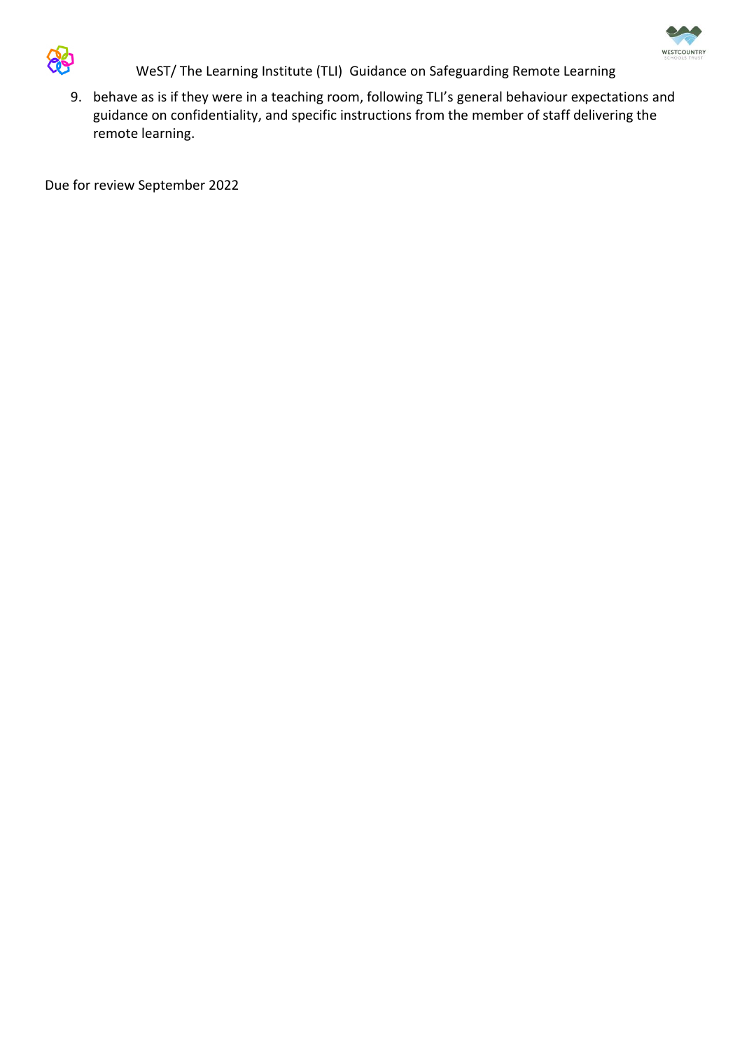9. behave as is if they were in a teaching room, following TLI's general behaviour expectations and guidance on confidentiality, and specific instructions from the member of staff delivering the remote learning.

Due for review September 2022